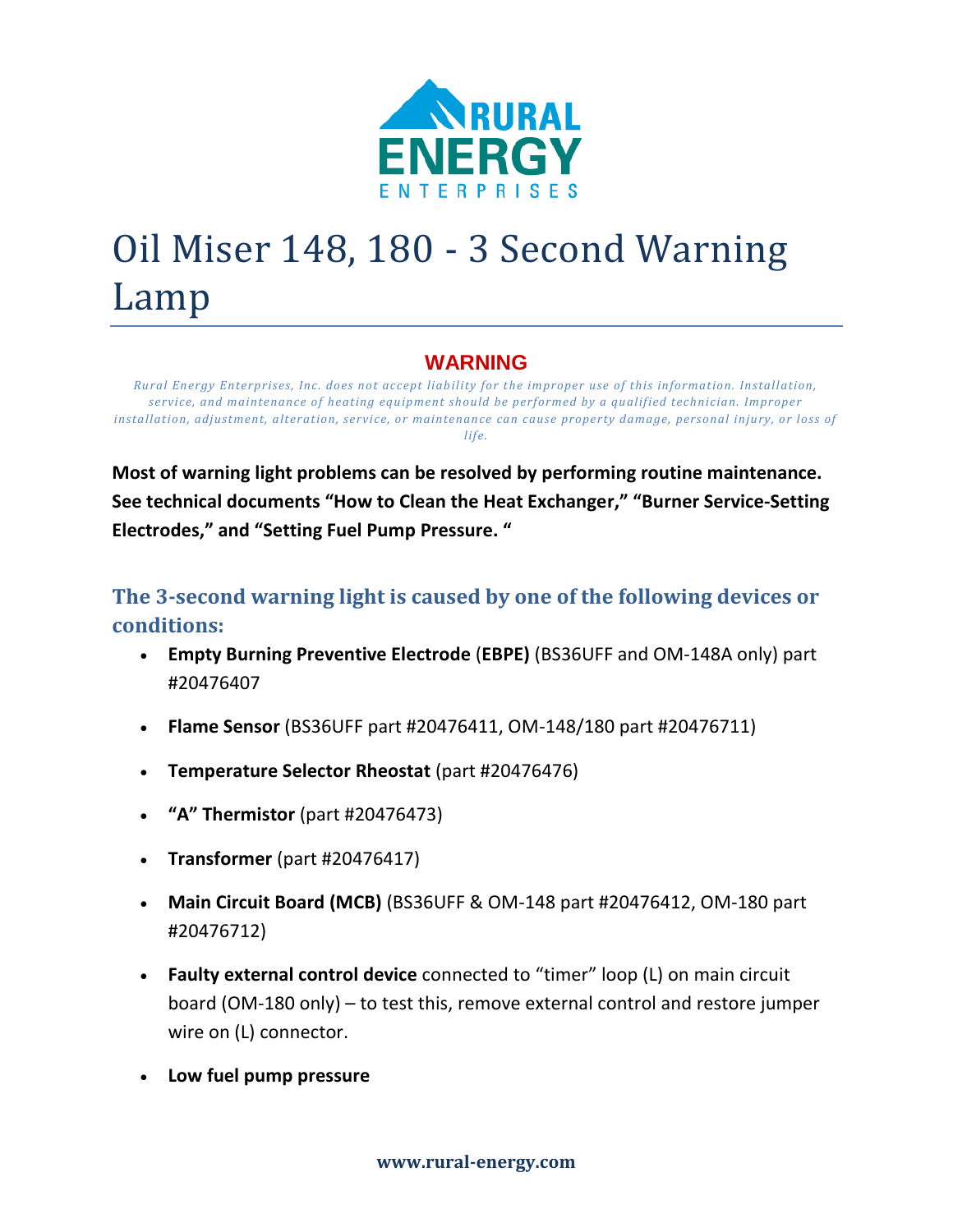# Oil Miser 148, 180 - 3 Second Warning Lamp

**WARNING**

*Rural Energy Enterprises, Inc. does not accept liability for the improper use of this information. Installation, service, and maintenance of heating equipment should be performed by a qualified technician. Improper installation, adjustment, alteration, service, or maintenance can cause property damage, personal injury, or loss of life.*

**Most of warning light problems can be resolved by performing routine maintenance. See technical documents "How to Clean the Heat Exchanger," "Burner Service-Setting Electrodes," and "Setting Fuel Pump Pressure. "**

## The 3-second warning light is caused by one of the following devices or conditions:

- **Empty Burning Preventive Electrode** (**EBPE)** (BS36UFF and OM-148A only) part #20476407
- **Flame Sensor** (BS36UFF part #20476411, OM-148/180 part #20476711)
- **Temperature Selector Rheostat** (part #20476476)
- **"A" Thermistor** (part #20476473)
- **Transformer** (part #20476417)
- **Main Circuit Board (MCB)** (BS36UFF & OM-148 part #20476412, OM-180 part #20476712)
- **Faulty external control device** connected to "timer" loop (L) on main circuit board (OM-180 only) – to test this, remove external control and restore jumper wire on (L) connector.
- **Low fuel pump pressure**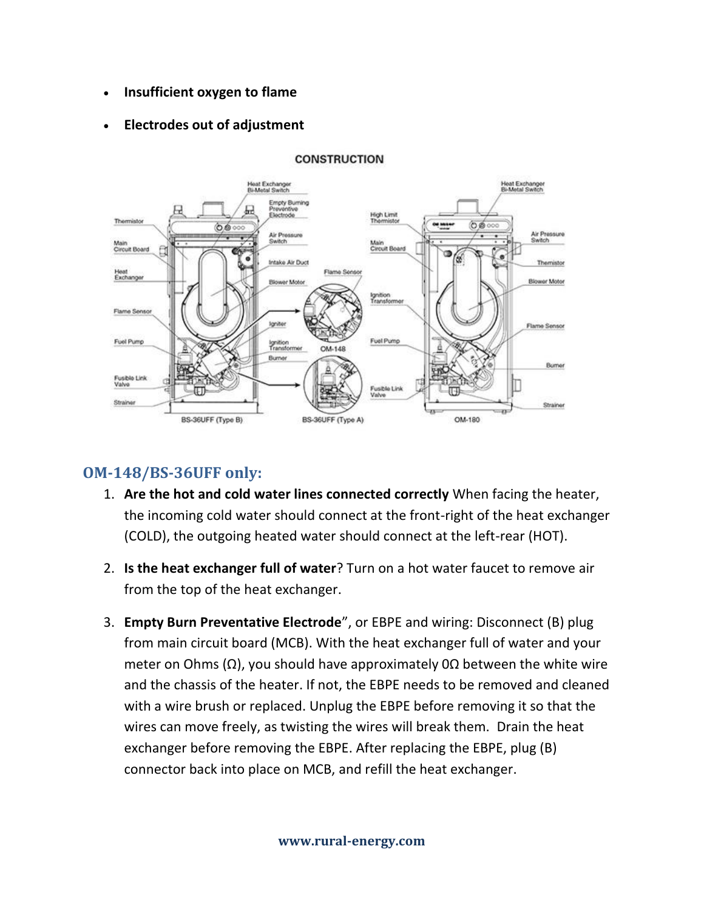- **Insufficient oxygen to flame**
- **Electrodes out of adjustment**

## OM-148/BS-36UFF only:

1. **Are the hot and cold water lines connected correctly** When facing the heater, the incoming cold water should connect at the front-right of the heat exchanger (COLD), the outgoing heated water should connect at the left-rear (HOT).

2. **Is the heat exchanger full of water**? Turn on a hot water faucet to remove air from the top of the heat exchanger.

3. **Empty Burn Preventative Electrode**", or EBPE and wiring: Disconnect (B) plug from main circuit board (MCB). With the heat exchanger full of water and your meter on Ohms (Ω), you should have approximately 0Ω between the white wire and the chassis of the heater. If not, the EBPE needs to be removed and cleaned with a wire brush or replaced. Unplug the EBPE before removing it so that the wires can move freely, as twisting the wires will break them. Drain the heat exchanger before removing the EBPE. After replacing the EBPE, plug (B) connector back into place on MCB, and refill the heat exchanger.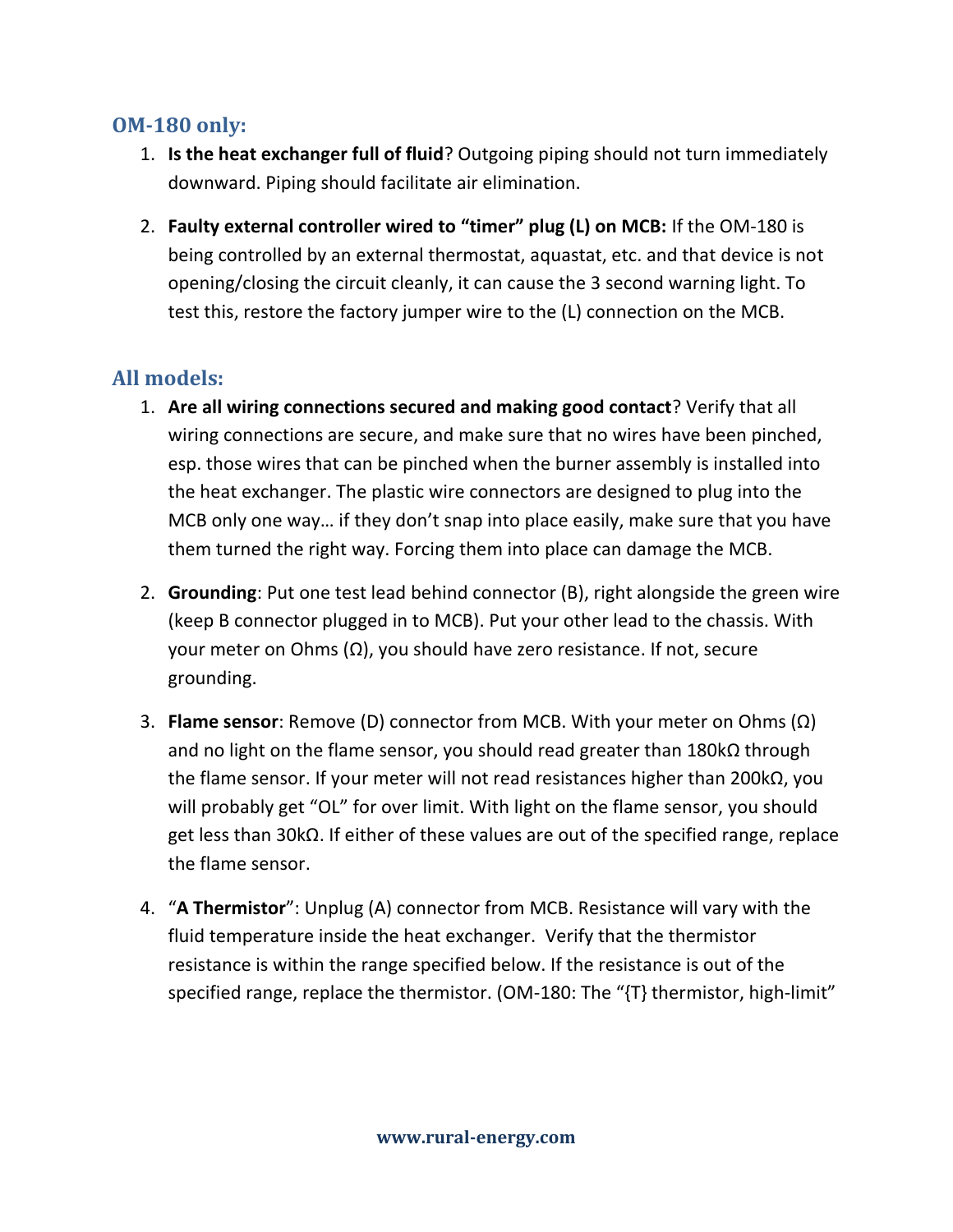## OM-180 only:

1. **Is the heat exchanger full of fluid**? Outgoing piping should not turn immediately downward. Piping should facilitate air elimination.
2. **Faulty external controller wired to "timer" plug (L) on MCB:** If the OM-180 is being controlled by an external thermostat, aquastat, etc. and that device is not opening/closing the circuit cleanly, it can cause the 3 second warning light. To test this, restore the factory jumper wire to the (L) connection on the MCB.

## All models:

1. **Are all wiring connections secured and making good contact**? Verify that all wiring connections are secure, and make sure that no wires have been pinched, esp. those wires that can be pinched when the burner assembly is installed into the heat exchanger. The plastic wire connectors are designed to plug into the MCB only one way… if they don't snap into place easily, make sure that you have them turned the right way. Forcing them into place can damage the MCB.
2. **Grounding**: Put one test lead behind connector (B), right alongside the green wire (keep B connector plugged in to MCB). Put your other lead to the chassis. With your meter on Ohms (Ω), you should have zero resistance. If not, secure grounding.
3. **Flame sensor**: Remove (D) connector from MCB. With your meter on Ohms (Ω) and no light on the flame sensor, you should read greater than 180kΩ through the flame sensor. If your meter will not read resistances higher than 200kΩ, you will probably get "OL" for over limit. With light on the flame sensor, you should get less than 30kΩ. If either of these values are out of the specified range, replace the flame sensor.
4. "**A Thermistor**": Unplug (A) connector from MCB. Resistance will vary with the fluid temperature inside the heat exchanger. Verify that the thermistor resistance is within the range specified below. If the resistance is out of the specified range, replace the thermistor. (OM-180: The "{T} thermistor, high-limit"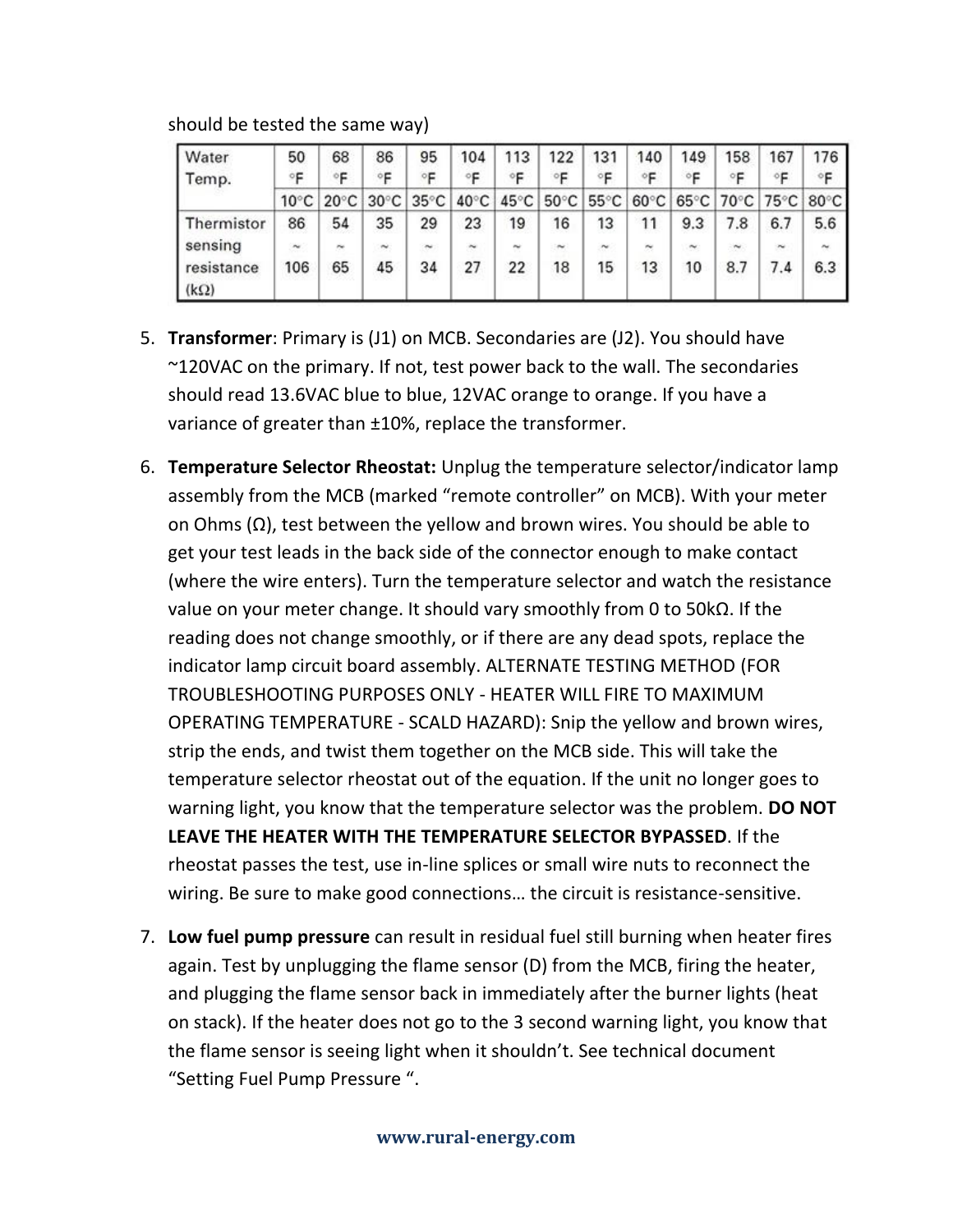should be tested the same way)

| Water Temp. | 50 °F | 68 °F | 86 °F | 95 °F | 104 °F | 113 °F | 122 °F | 131 °F | 140 °F | 149 °F | 158 °F | 167 °F | 176 °F |
|---|---|---|---|---|---|---|---|---|---|---|---|---|---|
| | 10°C | 20°C | 30°C | 35°C | 40°C | 45°C | 50°C | 55°C | 60°C | 65°C | 70°C | 75°C | 80°C |
| Thermistor sensing resistance (kΩ) | 86 ~ 106 | 54 ~ 65 | 35 ~ 45 | 29 ~ 34 | 23 ~ 27 | 19 ~ 22 | 16 ~ 18 | 13 ~ 15 | 11 ~ 13 | 9.3 ~ 10 | 7.8 ~ 8.7 | 6.7 ~ 7.4 | 5.6 ~ 6.3 |

5. **Transformer**: Primary is (J1) on MCB. Secondaries are (J2). You should have ~120VAC on the primary. If not, test power back to the wall. The secondaries should read 13.6VAC blue to blue, 12VAC orange to orange. If you have a variance of greater than ±10%, replace the transformer.

6. **Temperature Selector Rheostat:** Unplug the temperature selector/indicator lamp assembly from the MCB (marked "remote controller" on MCB). With your meter on Ohms (Ω), test between the yellow and brown wires. You should be able to get your test leads in the back side of the connector enough to make contact (where the wire enters). Turn the temperature selector and watch the resistance value on your meter change. It should vary smoothly from 0 to 50kΩ. If the reading does not change smoothly, or if there are any dead spots, replace the indicator lamp circuit board assembly. ALTERNATE TESTING METHOD (FOR TROUBLESHOOTING PURPOSES ONLY - HEATER WILL FIRE TO MAXIMUM OPERATING TEMPERATURE - SCALD HAZARD): Snip the yellow and brown wires, strip the ends, and twist them together on the MCB side. This will take the temperature selector rheostat out of the equation. If the unit no longer goes to warning light, you know that the temperature selector was the problem. **DO NOT LEAVE THE HEATER WITH THE TEMPERATURE SELECTOR BYPASSED**. If the rheostat passes the test, use in-line splices or small wire nuts to reconnect the wiring. Be sure to make good connections… the circuit is resistance-sensitive.

7. **Low fuel pump pressure** can result in residual fuel still burning when heater fires again. Test by unplugging the flame sensor (D) from the MCB, firing the heater, and plugging the flame sensor back in immediately after the burner lights (heat on stack). If the heater does not go to the 3 second warning light, you know that the flame sensor is seeing light when it shouldn't. See technical document "Setting Fuel Pump Pressure ".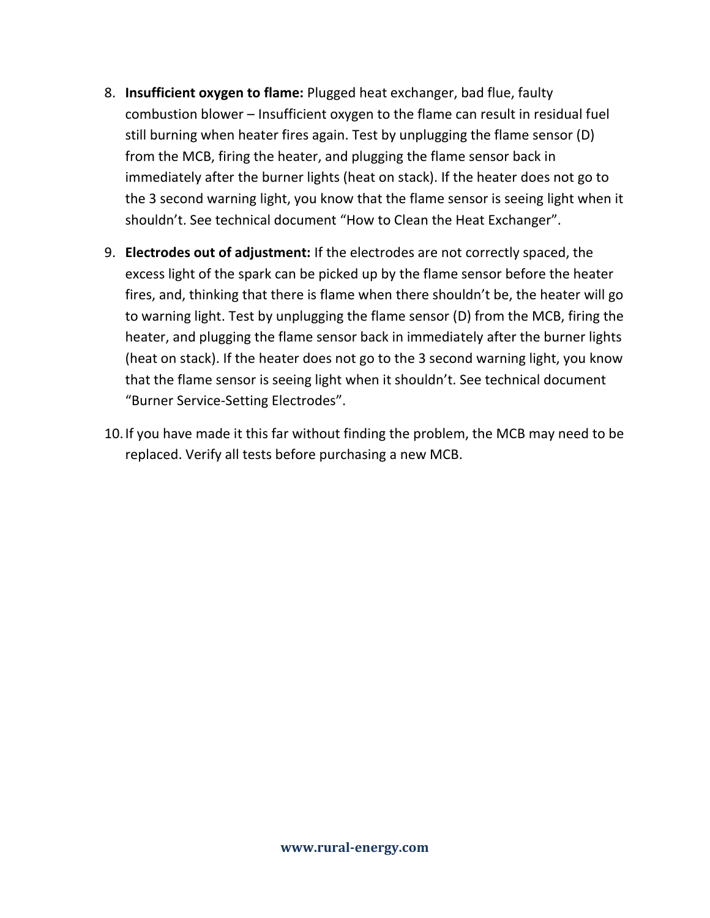8. **Insufficient oxygen to flame:** Plugged heat exchanger, bad flue, faulty combustion blower – Insufficient oxygen to the flame can result in residual fuel still burning when heater fires again. Test by unplugging the flame sensor (D) from the MCB, firing the heater, and plugging the flame sensor back in immediately after the burner lights (heat on stack). If the heater does not go to the 3 second warning light, you know that the flame sensor is seeing light when it shouldn't. See technical document "How to Clean the Heat Exchanger".

9. **Electrodes out of adjustment:** If the electrodes are not correctly spaced, the excess light of the spark can be picked up by the flame sensor before the heater fires, and, thinking that there is flame when there shouldn't be, the heater will go to warning light. Test by unplugging the flame sensor (D) from the MCB, firing the heater, and plugging the flame sensor back in immediately after the burner lights (heat on stack). If the heater does not go to the 3 second warning light, you know that the flame sensor is seeing light when it shouldn't. See technical document "Burner Service-Setting Electrodes".

10. If you have made it this far without finding the problem, the MCB may need to be replaced. Verify all tests before purchasing a new MCB.